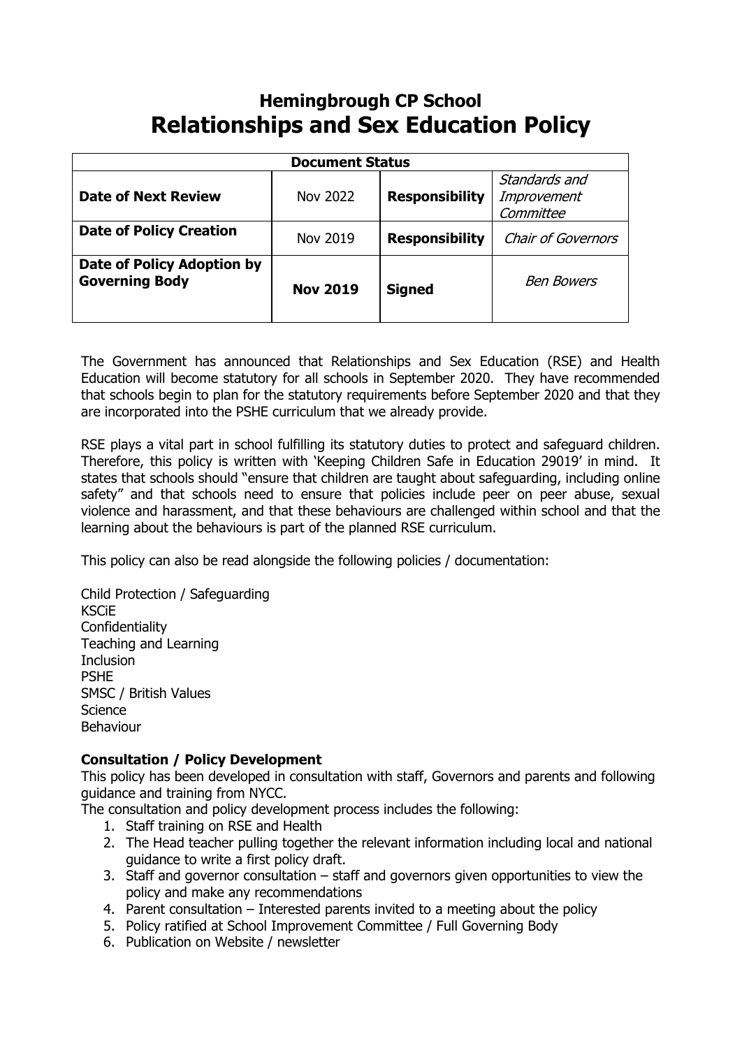# Hemingbrough CP School
# Relationships and Sex Education Policy

| Document Status | | | |
|---|---|---|---|
| **Date of Next Review** | Nov 2022 | **Responsibility** | *Standards and Improvement Committee* |
| **Date of Policy Creation** | Nov 2019 | **Responsibility** | *Chair of Governors* |
| **Date of Policy Adoption by Governing Body** | **Nov 2019** | **Signed** | *Ben Bowers* |

The Government has announced that Relationships and Sex Education (RSE) and Health Education will become statutory for all schools in September 2020. They have recommended that schools begin to plan for the statutory requirements before September 2020 and that they are incorporated into the PSHE curriculum that we already provide.

RSE plays a vital part in school fulfilling its statutory duties to protect and safeguard children. Therefore, this policy is written with 'Keeping Children Safe in Education 29019' in mind. It states that schools should "ensure that children are taught about safeguarding, including online safety" and that schools need to ensure that policies include peer on peer abuse, sexual violence and harassment, and that these behaviours are challenged within school and that the learning about the behaviours is part of the planned RSE curriculum.

This policy can also be read alongside the following policies / documentation:

Child Protection / Safeguarding
KSCiE
Confidentiality
Teaching and Learning
Inclusion
PSHE
SMSC / British Values
Science
Behaviour

**Consultation / Policy Development**

This policy has been developed in consultation with staff, Governors and parents and following guidance and training from NYCC.

The consultation and policy development process includes the following:

1. Staff training on RSE and Health
2. The Head teacher pulling together the relevant information including local and national guidance to write a first policy draft.
3. Staff and governor consultation – staff and governors given opportunities to view the policy and make any recommendations
4. Parent consultation – Interested parents invited to a meeting about the policy
5. Policy ratified at School Improvement Committee / Full Governing Body
6. Publication on Website / newsletter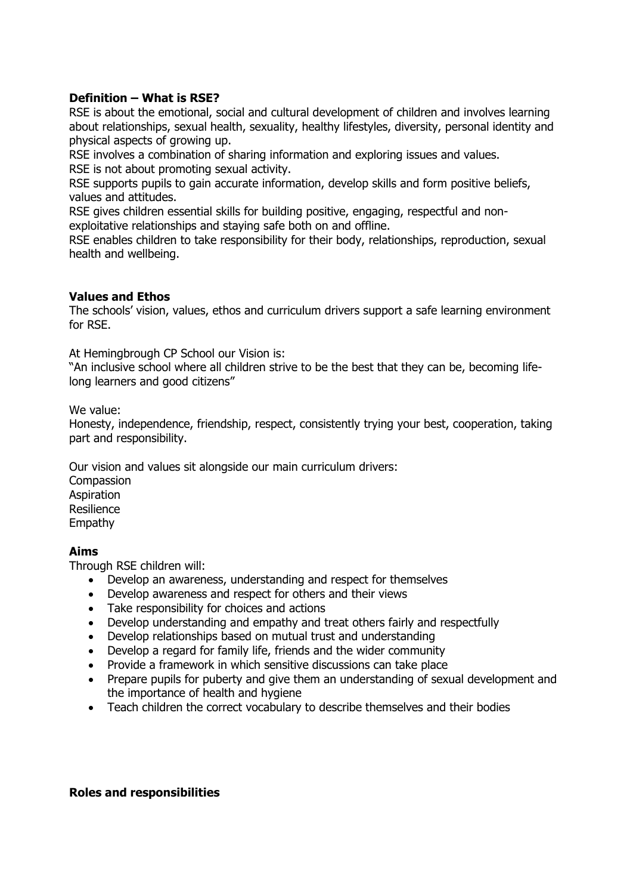**Definition – What is RSE?**

RSE is about the emotional, social and cultural development of children and involves learning about relationships, sexual health, sexuality, healthy lifestyles, diversity, personal identity and physical aspects of growing up.

RSE involves a combination of sharing information and exploring issues and values.

RSE is not about promoting sexual activity.

RSE supports pupils to gain accurate information, develop skills and form positive beliefs, values and attitudes.

RSE gives children essential skills for building positive, engaging, respectful and non-exploitative relationships and staying safe both on and offline.

RSE enables children to take responsibility for their body, relationships, reproduction, sexual health and wellbeing.

**Values and Ethos**

The schools' vision, values, ethos and curriculum drivers support a safe learning environment for RSE.

At Hemingbrough CP School our Vision is:

"An inclusive school where all children strive to be the best that they can be, becoming life-long learners and good citizens"

We value:

Honesty, independence, friendship, respect, consistently trying your best, cooperation, taking part and responsibility.

Our vision and values sit alongside our main curriculum drivers:

Compassion
Aspiration
Resilience
Empathy

**Aims**

Through RSE children will:

- Develop an awareness, understanding and respect for themselves
- Develop awareness and respect for others and their views
- Take responsibility for choices and actions
- Develop understanding and empathy and treat others fairly and respectfully
- Develop relationships based on mutual trust and understanding
- Develop a regard for family life, friends and the wider community
- Provide a framework in which sensitive discussions can take place
- Prepare pupils for puberty and give them an understanding of sexual development and the importance of health and hygiene
- Teach children the correct vocabulary to describe themselves and their bodies

**Roles and responsibilities**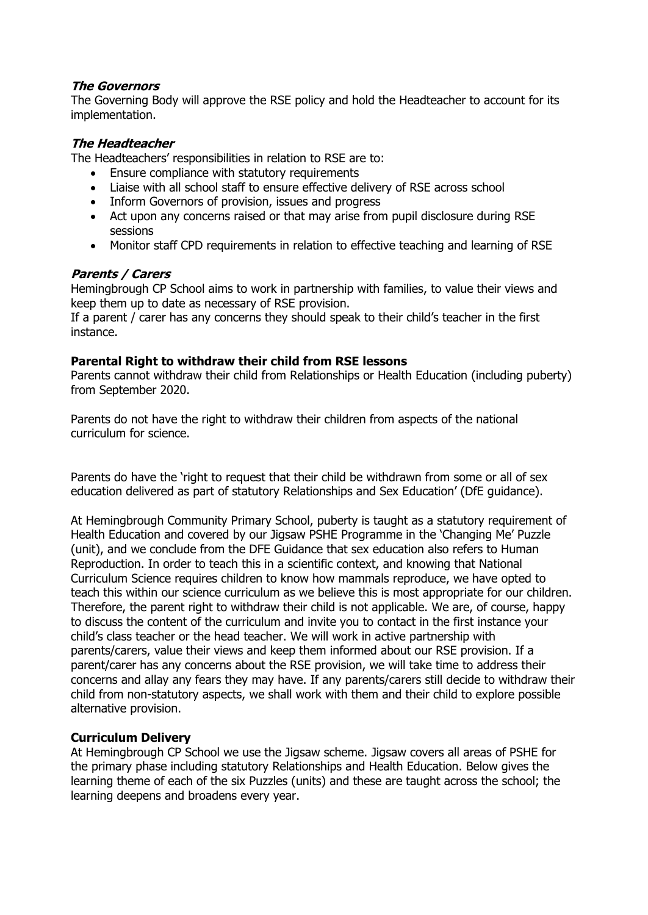### *The Governors*

The Governing Body will approve the RSE policy and hold the Headteacher to account for its implementation.

### *The Headteacher*

The Headteachers' responsibilities in relation to RSE are to:

- Ensure compliance with statutory requirements
- Liaise with all school staff to ensure effective delivery of RSE across school
- Inform Governors of provision, issues and progress
- Act upon any concerns raised or that may arise from pupil disclosure during RSE sessions
- Monitor staff CPD requirements in relation to effective teaching and learning of RSE

### *Parents / Carers*

Hemingbrough CP School aims to work in partnership with families, to value their views and keep them up to date as necessary of RSE provision.

If a parent / carer has any concerns they should speak to their child's teacher in the first instance.

### **Parental Right to withdraw their child from RSE lessons**

Parents cannot withdraw their child from Relationships or Health Education (including puberty) from September 2020.

Parents do not have the right to withdraw their children from aspects of the national curriculum for science.

Parents do have the 'right to request that their child be withdrawn from some or all of sex education delivered as part of statutory Relationships and Sex Education' (DfE guidance).

At Hemingbrough Community Primary School, puberty is taught as a statutory requirement of Health Education and covered by our Jigsaw PSHE Programme in the 'Changing Me' Puzzle (unit), and we conclude from the DFE Guidance that sex education also refers to Human Reproduction. In order to teach this in a scientific context, and knowing that National Curriculum Science requires children to know how mammals reproduce, we have opted to teach this within our science curriculum as we believe this is most appropriate for our children. Therefore, the parent right to withdraw their child is not applicable. We are, of course, happy to discuss the content of the curriculum and invite you to contact in the first instance your child's class teacher or the head teacher. We will work in active partnership with parents/carers, value their views and keep them informed about our RSE provision. If a parent/carer has any concerns about the RSE provision, we will take time to address their concerns and allay any fears they may have. If any parents/carers still decide to withdraw their child from non-statutory aspects, we shall work with them and their child to explore possible alternative provision.

### **Curriculum Delivery**

At Hemingbrough CP School we use the Jigsaw scheme. Jigsaw covers all areas of PSHE for the primary phase including statutory Relationships and Health Education. Below gives the learning theme of each of the six Puzzles (units) and these are taught across the school; the learning deepens and broadens every year.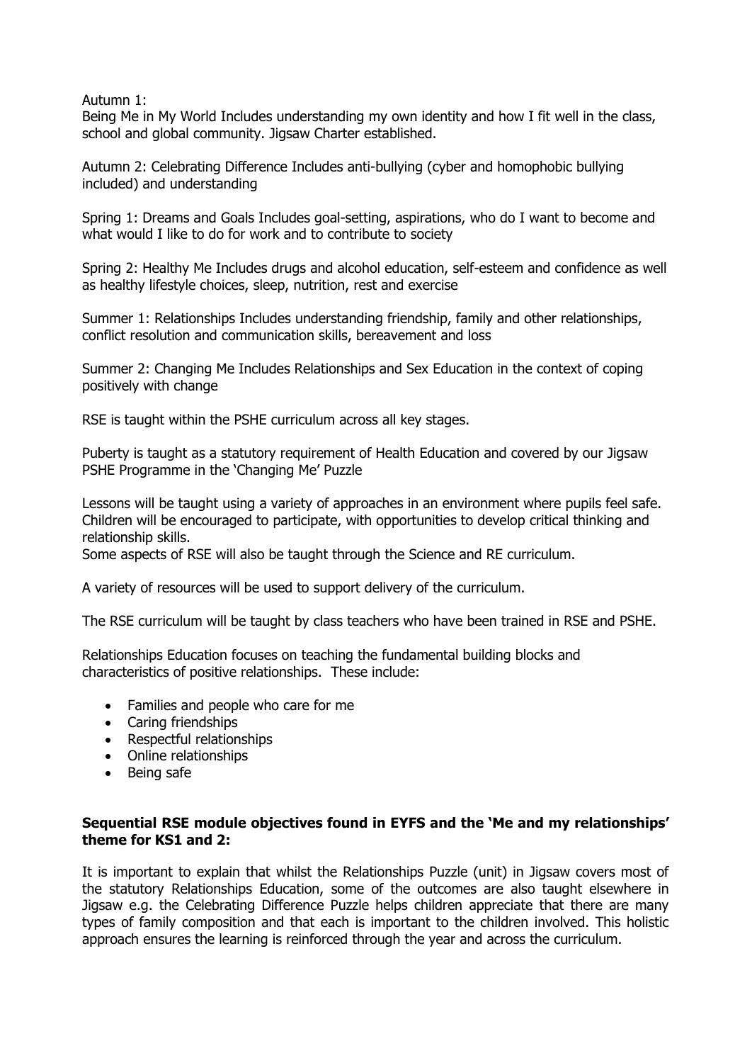Autumn 1:
Being Me in My World Includes understanding my own identity and how I fit well in the class, school and global community. Jigsaw Charter established.

Autumn 2: Celebrating Difference Includes anti-bullying (cyber and homophobic bullying included) and understanding

Spring 1: Dreams and Goals Includes goal-setting, aspirations, who do I want to become and what would I like to do for work and to contribute to society

Spring 2: Healthy Me Includes drugs and alcohol education, self-esteem and confidence as well as healthy lifestyle choices, sleep, nutrition, rest and exercise

Summer 1: Relationships Includes understanding friendship, family and other relationships, conflict resolution and communication skills, bereavement and loss

Summer 2: Changing Me Includes Relationships and Sex Education in the context of coping positively with change

RSE is taught within the PSHE curriculum across all key stages.

Puberty is taught as a statutory requirement of Health Education and covered by our Jigsaw PSHE Programme in the 'Changing Me' Puzzle

Lessons will be taught using a variety of approaches in an environment where pupils feel safe. Children will be encouraged to participate, with opportunities to develop critical thinking and relationship skills.
Some aspects of RSE will also be taught through the Science and RE curriculum.

A variety of resources will be used to support delivery of the curriculum.

The RSE curriculum will be taught by class teachers who have been trained in RSE and PSHE.

Relationships Education focuses on teaching the fundamental building blocks and characteristics of positive relationships. These include:

- Families and people who care for me
- Caring friendships
- Respectful relationships
- Online relationships
- Being safe

**Sequential RSE module objectives found in EYFS and the 'Me and my relationships' theme for KS1 and 2:**

It is important to explain that whilst the Relationships Puzzle (unit) in Jigsaw covers most of the statutory Relationships Education, some of the outcomes are also taught elsewhere in Jigsaw e.g. the Celebrating Difference Puzzle helps children appreciate that there are many types of family composition and that each is important to the children involved. This holistic approach ensures the learning is reinforced through the year and across the curriculum.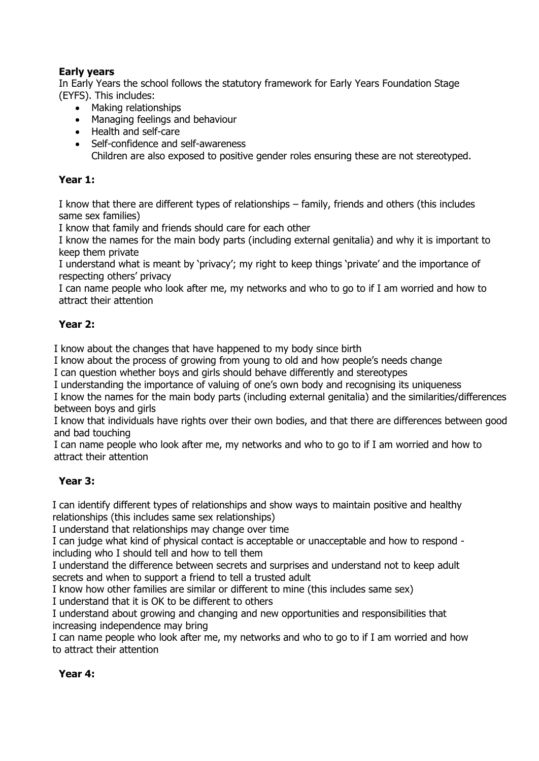**Early years**

In Early Years the school follows the statutory framework for Early Years Foundation Stage (EYFS). This includes:

- Making relationships
- Managing feelings and behaviour
- Health and self-care
- Self-confidence and self-awareness

  Children are also exposed to positive gender roles ensuring these are not stereotyped.

**Year 1:**

I know that there are different types of relationships – family, friends and others (this includes same sex families)

I know that family and friends should care for each other

I know the names for the main body parts (including external genitalia) and why it is important to keep them private

I understand what is meant by 'privacy'; my right to keep things 'private' and the importance of respecting others' privacy

I can name people who look after me, my networks and who to go to if I am worried and how to attract their attention

**Year 2:**

I know about the changes that have happened to my body since birth

I know about the process of growing from young to old and how people's needs change

I can question whether boys and girls should behave differently and stereotypes

I understanding the importance of valuing of one's own body and recognising its uniqueness

I know the names for the main body parts (including external genitalia) and the similarities/differences between boys and girls

I know that individuals have rights over their own bodies, and that there are differences between good and bad touching

I can name people who look after me, my networks and who to go to if I am worried and how to attract their attention

**Year 3:**

I can identify different types of relationships and show ways to maintain positive and healthy relationships (this includes same sex relationships)

I understand that relationships may change over time

I can judge what kind of physical contact is acceptable or unacceptable and how to respond - including who I should tell and how to tell them

I understand the difference between secrets and surprises and understand not to keep adult secrets and when to support a friend to tell a trusted adult

I know how other families are similar or different to mine (this includes same sex)

I understand that it is OK to be different to others

I understand about growing and changing and new opportunities and responsibilities that increasing independence may bring

I can name people who look after me, my networks and who to go to if I am worried and how to attract their attention

**Year 4:**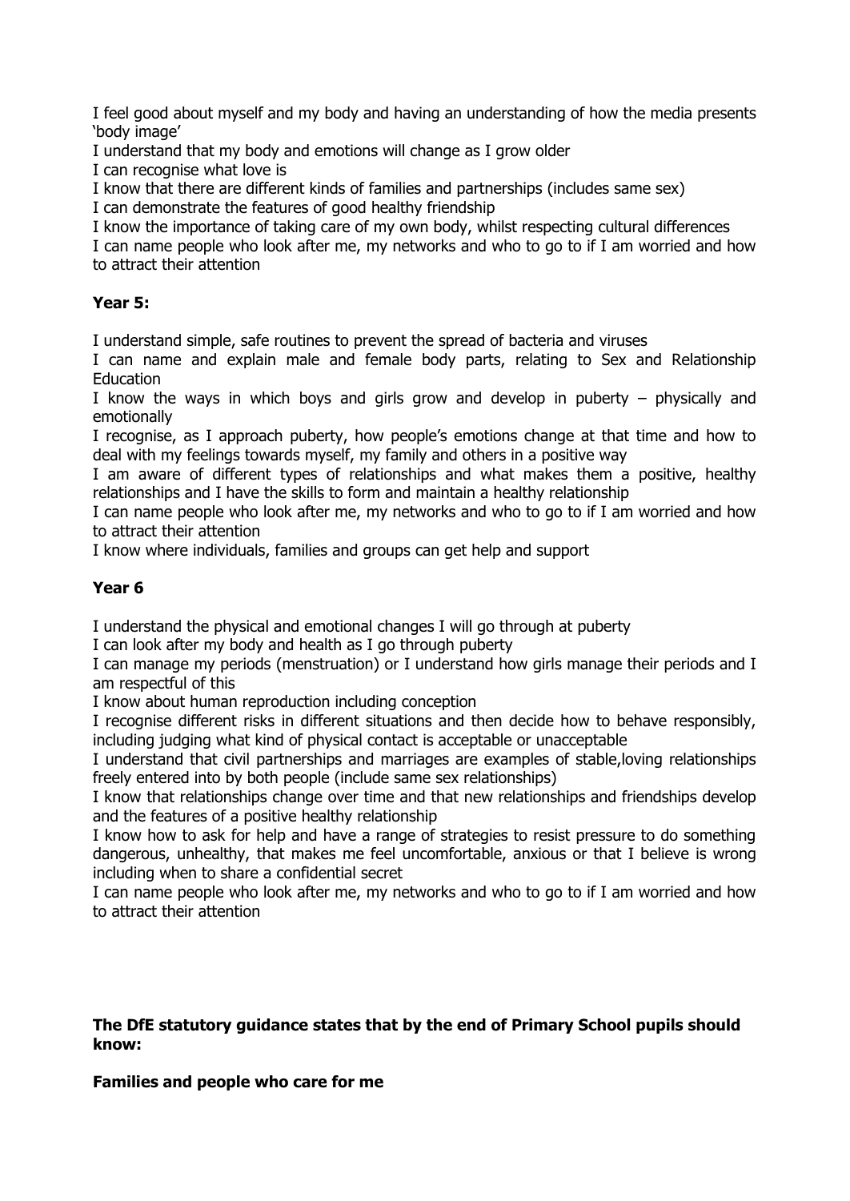I feel good about myself and my body and having an understanding of how the media presents 'body image'

I understand that my body and emotions will change as I grow older

I can recognise what love is

I know that there are different kinds of families and partnerships (includes same sex)

I can demonstrate the features of good healthy friendship

I know the importance of taking care of my own body, whilst respecting cultural differences

I can name people who look after me, my networks and who to go to if I am worried and how to attract their attention

**Year 5:**

I understand simple, safe routines to prevent the spread of bacteria and viruses

I can name and explain male and female body parts, relating to Sex and Relationship Education

I know the ways in which boys and girls grow and develop in puberty – physically and emotionally

I recognise, as I approach puberty, how people's emotions change at that time and how to deal with my feelings towards myself, my family and others in a positive way

I am aware of different types of relationships and what makes them a positive, healthy relationships and I have the skills to form and maintain a healthy relationship

I can name people who look after me, my networks and who to go to if I am worried and how to attract their attention

I know where individuals, families and groups can get help and support

**Year 6**

I understand the physical and emotional changes I will go through at puberty

I can look after my body and health as I go through puberty

I can manage my periods (menstruation) or I understand how girls manage their periods and I am respectful of this

I know about human reproduction including conception

I recognise different risks in different situations and then decide how to behave responsibly, including judging what kind of physical contact is acceptable or unacceptable

I understand that civil partnerships and marriages are examples of stable,loving relationships freely entered into by both people (include same sex relationships)

I know that relationships change over time and that new relationships and friendships develop and the features of a positive healthy relationship

I know how to ask for help and have a range of strategies to resist pressure to do something dangerous, unhealthy, that makes me feel uncomfortable, anxious or that I believe is wrong including when to share a confidential secret

I can name people who look after me, my networks and who to go to if I am worried and how to attract their attention

**The DfE statutory guidance states that by the end of Primary School pupils should know:**

**Families and people who care for me**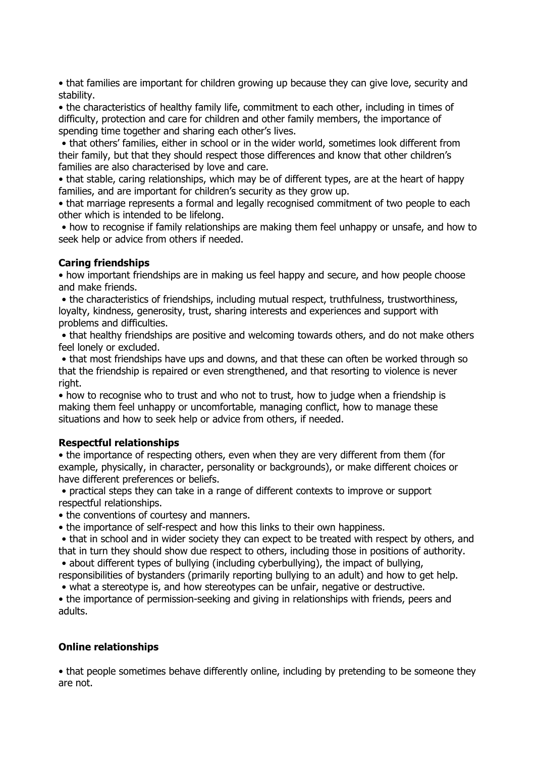- that families are important for children growing up because they can give love, security and stability.
- the characteristics of healthy family life, commitment to each other, including in times of difficulty, protection and care for children and other family members, the importance of spending time together and sharing each other's lives.
- that others' families, either in school or in the wider world, sometimes look different from their family, but that they should respect those differences and know that other children's families are also characterised by love and care.
- that stable, caring relationships, which may be of different types, are at the heart of happy families, and are important for children's security as they grow up.
- that marriage represents a formal and legally recognised commitment of two people to each other which is intended to be lifelong.
- how to recognise if family relationships are making them feel unhappy or unsafe, and how to seek help or advice from others if needed.

**Caring friendships**

- how important friendships are in making us feel happy and secure, and how people choose and make friends.
- the characteristics of friendships, including mutual respect, truthfulness, trustworthiness, loyalty, kindness, generosity, trust, sharing interests and experiences and support with problems and difficulties.
- that healthy friendships are positive and welcoming towards others, and do not make others feel lonely or excluded.
- that most friendships have ups and downs, and that these can often be worked through so that the friendship is repaired or even strengthened, and that resorting to violence is never right.
- how to recognise who to trust and who not to trust, how to judge when a friendship is making them feel unhappy or uncomfortable, managing conflict, how to manage these situations and how to seek help or advice from others, if needed.

**Respectful relationships**

- the importance of respecting others, even when they are very different from them (for example, physically, in character, personality or backgrounds), or make different choices or have different preferences or beliefs.
- practical steps they can take in a range of different contexts to improve or support respectful relationships.
- the conventions of courtesy and manners.
- the importance of self-respect and how this links to their own happiness.
- that in school and in wider society they can expect to be treated with respect by others, and that in turn they should show due respect to others, including those in positions of authority.
- about different types of bullying (including cyberbullying), the impact of bullying, responsibilities of bystanders (primarily reporting bullying to an adult) and how to get help.
- what a stereotype is, and how stereotypes can be unfair, negative or destructive.
- the importance of permission-seeking and giving in relationships with friends, peers and adults.

**Online relationships**

- that people sometimes behave differently online, including by pretending to be someone they are not.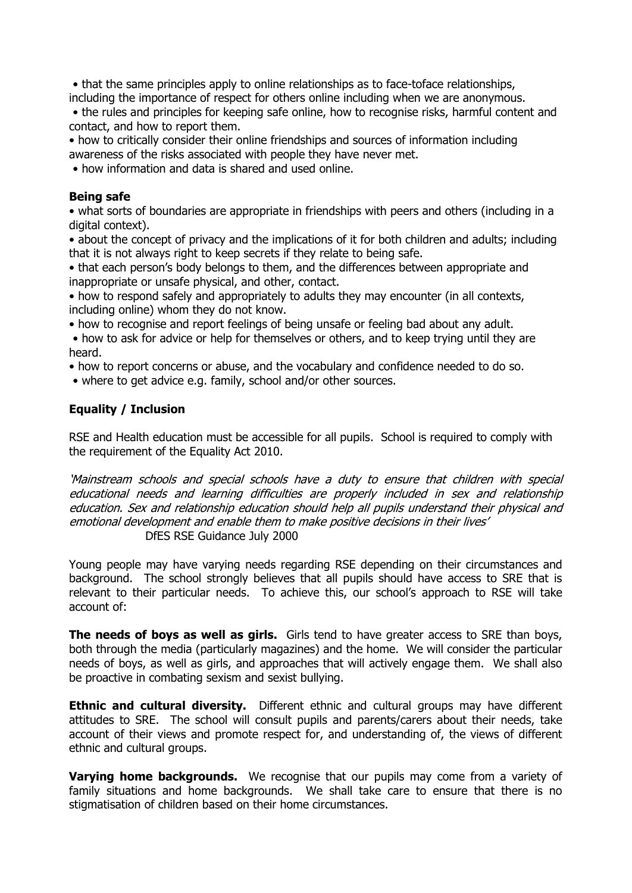- that the same principles apply to online relationships as to face-toface relationships, including the importance of respect for others online including when we are anonymous.
- the rules and principles for keeping safe online, how to recognise risks, harmful content and contact, and how to report them.
- how to critically consider their online friendships and sources of information including awareness of the risks associated with people they have never met.
- how information and data is shared and used online.

**Being safe**

- what sorts of boundaries are appropriate in friendships with peers and others (including in a digital context).
- about the concept of privacy and the implications of it for both children and adults; including that it is not always right to keep secrets if they relate to being safe.
- that each person's body belongs to them, and the differences between appropriate and inappropriate or unsafe physical, and other, contact.
- how to respond safely and appropriately to adults they may encounter (in all contexts, including online) whom they do not know.
- how to recognise and report feelings of being unsafe or feeling bad about any adult.
- how to ask for advice or help for themselves or others, and to keep trying until they are heard.
- how to report concerns or abuse, and the vocabulary and confidence needed to do so.
- where to get advice e.g. family, school and/or other sources.

## Equality / Inclusion

RSE and Health education must be accessible for all pupils. School is required to comply with the requirement of the Equality Act 2010.

*'Mainstream schools and special schools have a duty to ensure that children with special educational needs and learning difficulties are properly included in sex and relationship education. Sex and relationship education should help all pupils understand their physical and emotional development and enable them to make positive decisions in their lives'*
DfES RSE Guidance July 2000

Young people may have varying needs regarding RSE depending on their circumstances and background. The school strongly believes that all pupils should have access to SRE that is relevant to their particular needs. To achieve this, our school's approach to RSE will take account of:

**The needs of boys as well as girls.** Girls tend to have greater access to SRE than boys, both through the media (particularly magazines) and the home. We will consider the particular needs of boys, as well as girls, and approaches that will actively engage them. We shall also be proactive in combating sexism and sexist bullying.

**Ethnic and cultural diversity.** Different ethnic and cultural groups may have different attitudes to SRE. The school will consult pupils and parents/carers about their needs, take account of their views and promote respect for, and understanding of, the views of different ethnic and cultural groups.

**Varying home backgrounds.** We recognise that our pupils may come from a variety of family situations and home backgrounds. We shall take care to ensure that there is no stigmatisation of children based on their home circumstances.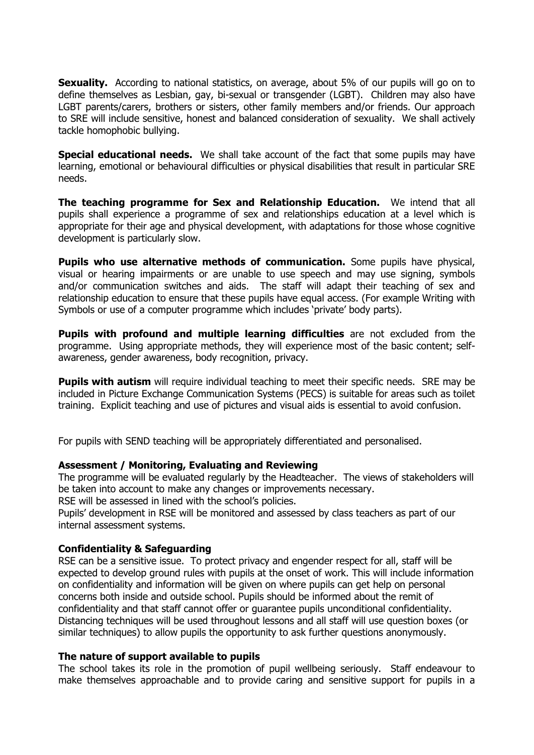**Sexuality.** According to national statistics, on average, about 5% of our pupils will go on to define themselves as Lesbian, gay, bi-sexual or transgender (LGBT). Children may also have LGBT parents/carers, brothers or sisters, other family members and/or friends. Our approach to SRE will include sensitive, honest and balanced consideration of sexuality. We shall actively tackle homophobic bullying.

**Special educational needs.** We shall take account of the fact that some pupils may have learning, emotional or behavioural difficulties or physical disabilities that result in particular SRE needs.

**The teaching programme for Sex and Relationship Education.** We intend that all pupils shall experience a programme of sex and relationships education at a level which is appropriate for their age and physical development, with adaptations for those whose cognitive development is particularly slow.

**Pupils who use alternative methods of communication.** Some pupils have physical, visual or hearing impairments or are unable to use speech and may use signing, symbols and/or communication switches and aids. The staff will adapt their teaching of sex and relationship education to ensure that these pupils have equal access. (For example Writing with Symbols or use of a computer programme which includes 'private' body parts).

**Pupils with profound and multiple learning difficulties** are not excluded from the programme. Using appropriate methods, they will experience most of the basic content; self-awareness, gender awareness, body recognition, privacy.

**Pupils with autism** will require individual teaching to meet their specific needs. SRE may be included in Picture Exchange Communication Systems (PECS) is suitable for areas such as toilet training. Explicit teaching and use of pictures and visual aids is essential to avoid confusion.

For pupils with SEND teaching will be appropriately differentiated and personalised.

**Assessment / Monitoring, Evaluating and Reviewing**

The programme will be evaluated regularly by the Headteacher. The views of stakeholders will be taken into account to make any changes or improvements necessary.
RSE will be assessed in lined with the school's policies.
Pupils' development in RSE will be monitored and assessed by class teachers as part of our internal assessment systems.

**Confidentiality & Safeguarding**

RSE can be a sensitive issue. To protect privacy and engender respect for all, staff will be expected to develop ground rules with pupils at the onset of work. This will include information on confidentiality and information will be given on where pupils can get help on personal concerns both inside and outside school. Pupils should be informed about the remit of confidentiality and that staff cannot offer or guarantee pupils unconditional confidentiality. Distancing techniques will be used throughout lessons and all staff will use question boxes (or similar techniques) to allow pupils the opportunity to ask further questions anonymously.

**The nature of support available to pupils**

The school takes its role in the promotion of pupil wellbeing seriously. Staff endeavour to make themselves approachable and to provide caring and sensitive support for pupils in a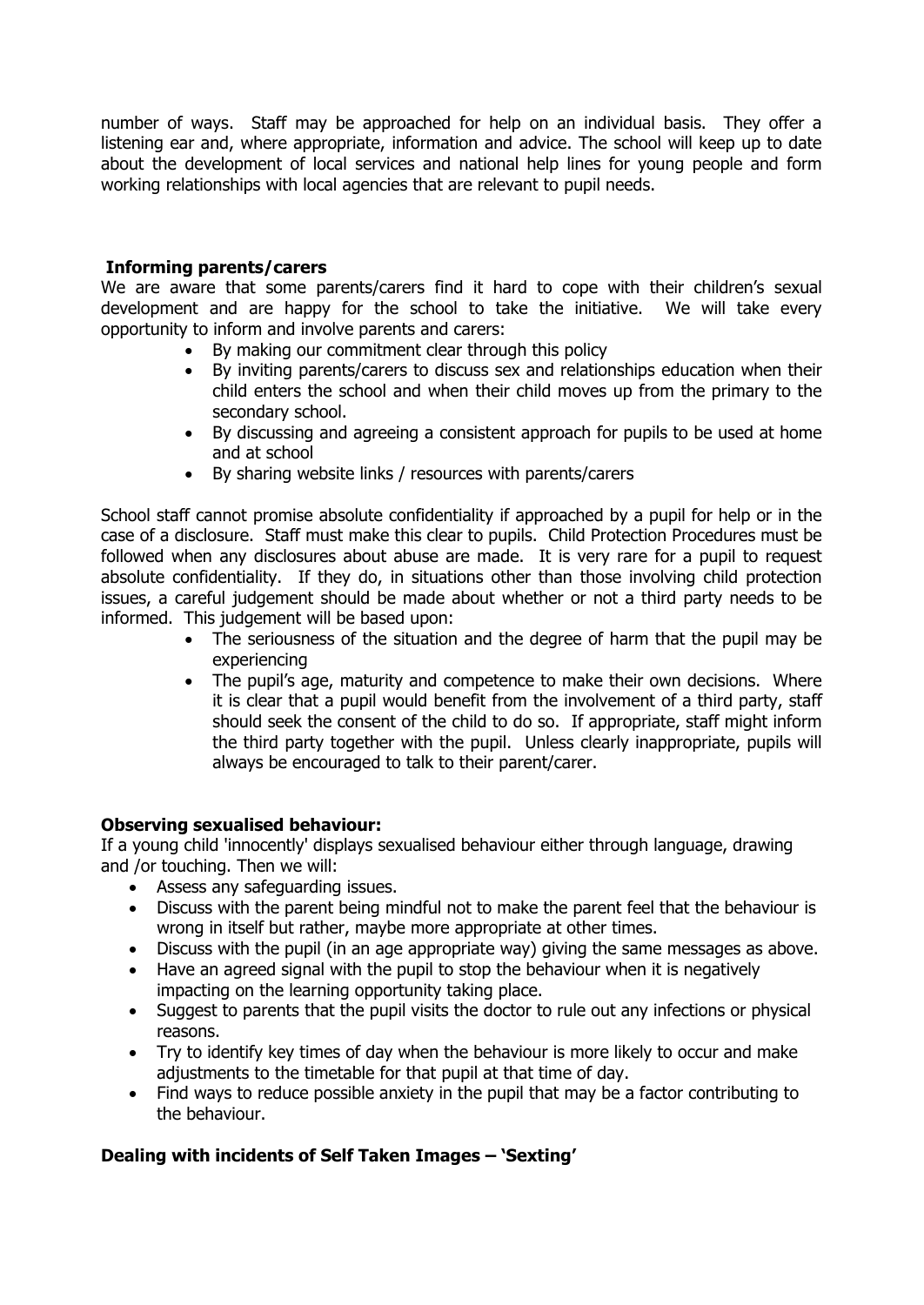number of ways. Staff may be approached for help on an individual basis. They offer a listening ear and, where appropriate, information and advice. The school will keep up to date about the development of local services and national help lines for young people and form working relationships with local agencies that are relevant to pupil needs.

**Informing parents/carers**

We are aware that some parents/carers find it hard to cope with their children's sexual development and are happy for the school to take the initiative. We will take every opportunity to inform and involve parents and carers:

- By making our commitment clear through this policy
- By inviting parents/carers to discuss sex and relationships education when their child enters the school and when their child moves up from the primary to the secondary school.
- By discussing and agreeing a consistent approach for pupils to be used at home and at school
- By sharing website links / resources with parents/carers

School staff cannot promise absolute confidentiality if approached by a pupil for help or in the case of a disclosure. Staff must make this clear to pupils. Child Protection Procedures must be followed when any disclosures about abuse are made. It is very rare for a pupil to request absolute confidentiality. If they do, in situations other than those involving child protection issues, a careful judgement should be made about whether or not a third party needs to be informed. This judgement will be based upon:

- The seriousness of the situation and the degree of harm that the pupil may be experiencing
- The pupil's age, maturity and competence to make their own decisions. Where it is clear that a pupil would benefit from the involvement of a third party, staff should seek the consent of the child to do so. If appropriate, staff might inform the third party together with the pupil. Unless clearly inappropriate, pupils will always be encouraged to talk to their parent/carer.

**Observing sexualised behaviour:**

If a young child 'innocently' displays sexualised behaviour either through language, drawing and /or touching. Then we will:

- Assess any safeguarding issues.
- Discuss with the parent being mindful not to make the parent feel that the behaviour is wrong in itself but rather, maybe more appropriate at other times.
- Discuss with the pupil (in an age appropriate way) giving the same messages as above.
- Have an agreed signal with the pupil to stop the behaviour when it is negatively impacting on the learning opportunity taking place.
- Suggest to parents that the pupil visits the doctor to rule out any infections or physical reasons.
- Try to identify key times of day when the behaviour is more likely to occur and make adjustments to the timetable for that pupil at that time of day.
- Find ways to reduce possible anxiety in the pupil that may be a factor contributing to the behaviour.

**Dealing with incidents of Self Taken Images – 'Sexting'**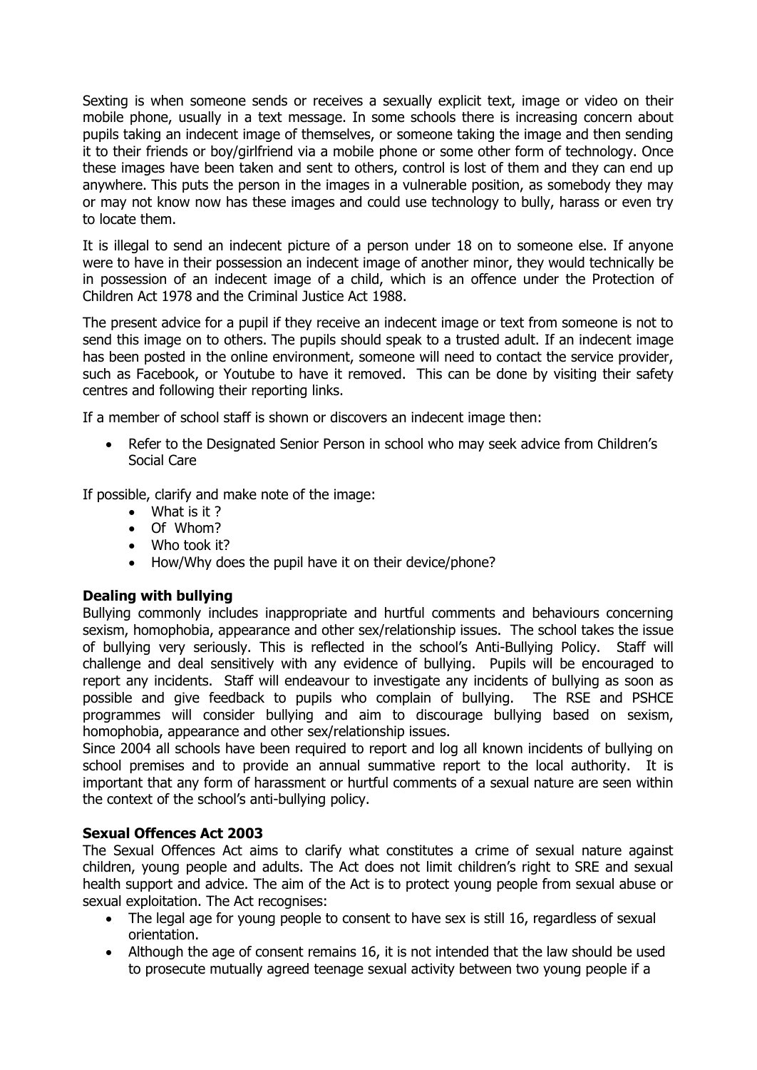Sexting is when someone sends or receives a sexually explicit text, image or video on their mobile phone, usually in a text message. In some schools there is increasing concern about pupils taking an indecent image of themselves, or someone taking the image and then sending it to their friends or boy/girlfriend via a mobile phone or some other form of technology. Once these images have been taken and sent to others, control is lost of them and they can end up anywhere. This puts the person in the images in a vulnerable position, as somebody they may or may not know now has these images and could use technology to bully, harass or even try to locate them.

It is illegal to send an indecent picture of a person under 18 on to someone else. If anyone were to have in their possession an indecent image of another minor, they would technically be in possession of an indecent image of a child, which is an offence under the Protection of Children Act 1978 and the Criminal Justice Act 1988.

The present advice for a pupil if they receive an indecent image or text from someone is not to send this image on to others. The pupils should speak to a trusted adult. If an indecent image has been posted in the online environment, someone will need to contact the service provider, such as Facebook, or Youtube to have it removed. This can be done by visiting their safety centres and following their reporting links.

If a member of school staff is shown or discovers an indecent image then:

- Refer to the Designated Senior Person in school who may seek advice from Children's Social Care

If possible, clarify and make note of the image:

- What is it ?
- Of Whom?
- Who took it?
- How/Why does the pupil have it on their device/phone?

**Dealing with bullying**

Bullying commonly includes inappropriate and hurtful comments and behaviours concerning sexism, homophobia, appearance and other sex/relationship issues. The school takes the issue of bullying very seriously. This is reflected in the school's Anti-Bullying Policy. Staff will challenge and deal sensitively with any evidence of bullying. Pupils will be encouraged to report any incidents. Staff will endeavour to investigate any incidents of bullying as soon as possible and give feedback to pupils who complain of bullying. The RSE and PSHCE programmes will consider bullying and aim to discourage bullying based on sexism, homophobia, appearance and other sex/relationship issues.

Since 2004 all schools have been required to report and log all known incidents of bullying on school premises and to provide an annual summative report to the local authority. It is important that any form of harassment or hurtful comments of a sexual nature are seen within the context of the school's anti-bullying policy.

**Sexual Offences Act 2003**

The Sexual Offences Act aims to clarify what constitutes a crime of sexual nature against children, young people and adults. The Act does not limit children's right to SRE and sexual health support and advice. The aim of the Act is to protect young people from sexual abuse or sexual exploitation. The Act recognises:

- The legal age for young people to consent to have sex is still 16, regardless of sexual orientation.
- Although the age of consent remains 16, it is not intended that the law should be used to prosecute mutually agreed teenage sexual activity between two young people if a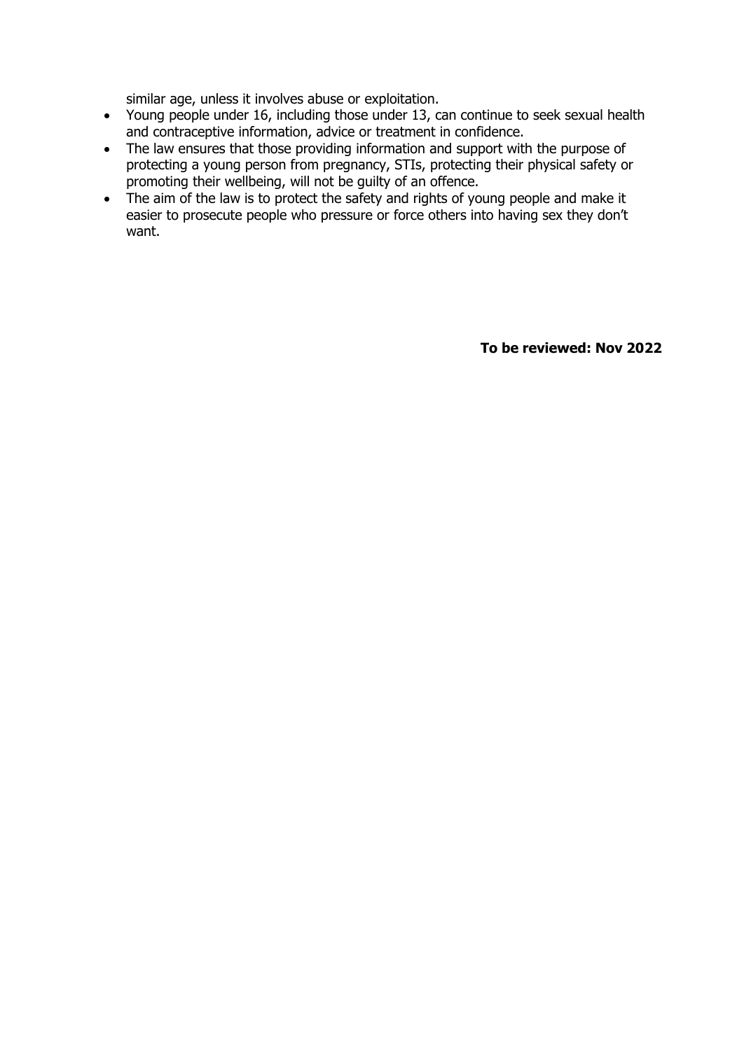similar age, unless it involves abuse or exploitation.

- Young people under 16, including those under 13, can continue to seek sexual health and contraceptive information, advice or treatment in confidence.
- The law ensures that those providing information and support with the purpose of protecting a young person from pregnancy, STIs, protecting their physical safety or promoting their wellbeing, will not be guilty of an offence.
- The aim of the law is to protect the safety and rights of young people and make it easier to prosecute people who pressure or force others into having sex they don't want.

**To be reviewed: Nov 2022**